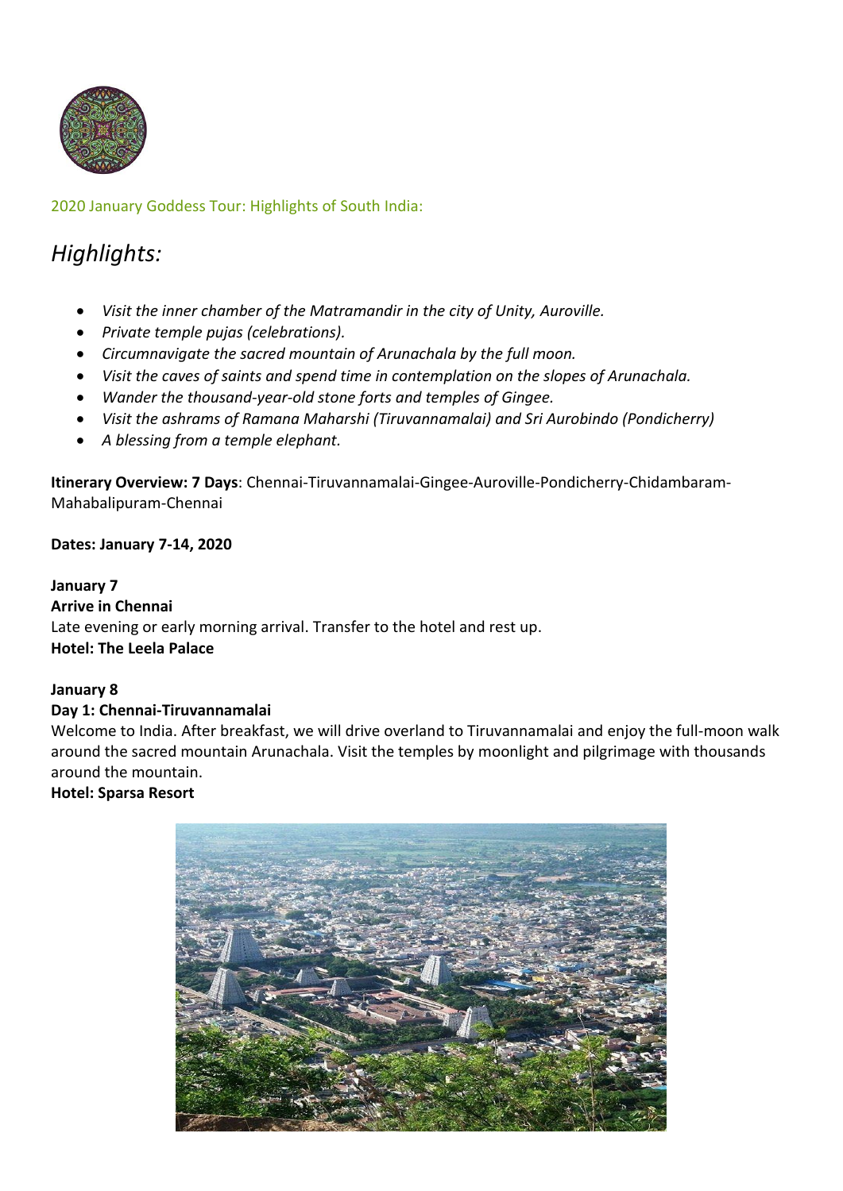2020 January Goddess Tour: Highlights of South India:

# *Highlights:*

- *Visit the inner chamber of the Matramandir in the city of Unity, Auroville.*
- *Private temple pujas (celebrations).*
- *Circumnavigate the sacred mountain of Arunachala by the full moon.*
- *Visit the caves of saints and spend time in contemplation on the slopes of Arunachala.*
- *Wander the thousand-year-old stone forts and temples of Gingee.*
- *Visit the ashrams of Ramana Maharshi (Tiruvannamalai) and Sri Aurobindo (Pondicherry)*
- *A blessing from a temple elephant.*

**Itinerary Overview: 7 Days**: Chennai-Tiruvannamalai-Gingee-Auroville-Pondicherry-Chidambaram-Mahabalipuram-Chennai

**Dates: January 7-14, 2020**

**January 7**
**Arrive in Chennai**
Late evening or early morning arrival. Transfer to the hotel and rest up.
**Hotel: The Leela Palace**

**January 8**
**Day 1: Chennai-Tiruvannamalai**
Welcome to India. After breakfast, we will drive overland to Tiruvannamalai and enjoy the full-moon walk around the sacred mountain Arunachala. Visit the temples by moonlight and pilgrimage with thousands around the mountain.
**Hotel: Sparsa Resort**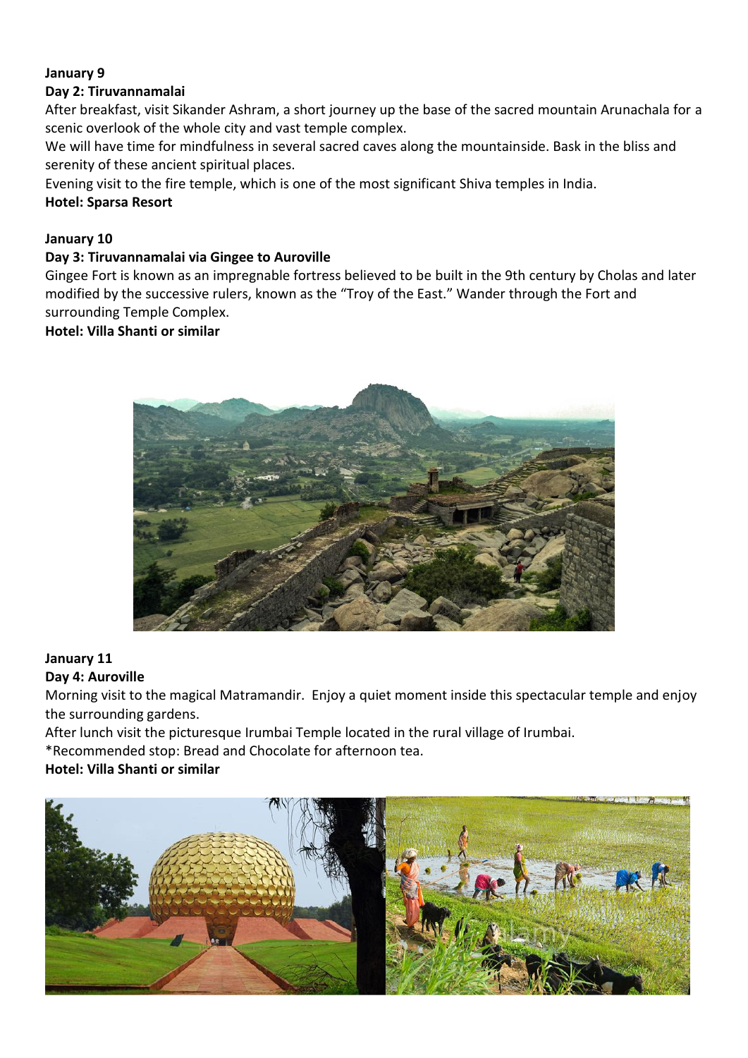**January 9**

**Day 2: Tiruvannamalai**

After breakfast, visit Sikander Ashram, a short journey up the base of the sacred mountain Arunachala for a scenic overlook of the whole city and vast temple complex.

We will have time for mindfulness in several sacred caves along the mountainside. Bask in the bliss and serenity of these ancient spiritual places.

Evening visit to the fire temple, which is one of the most significant Shiva temples in India.

**Hotel: Sparsa Resort**

**January 10**

**Day 3: Tiruvannamalai via Gingee to Auroville**

Gingee Fort is known as an impregnable fortress believed to be built in the 9th century by Cholas and later modified by the successive rulers, known as the "Troy of the East." Wander through the Fort and surrounding Temple Complex.

**Hotel: Villa Shanti or similar**

**January 11**

**Day 4: Auroville**

Morning visit to the magical Matramandir. Enjoy a quiet moment inside this spectacular temple and enjoy the surrounding gardens.

After lunch visit the picturesque Irumbai Temple located in the rural village of Irumbai.

*Recommended stop: Bread and Chocolate for afternoon tea.

**Hotel: Villa Shanti or similar**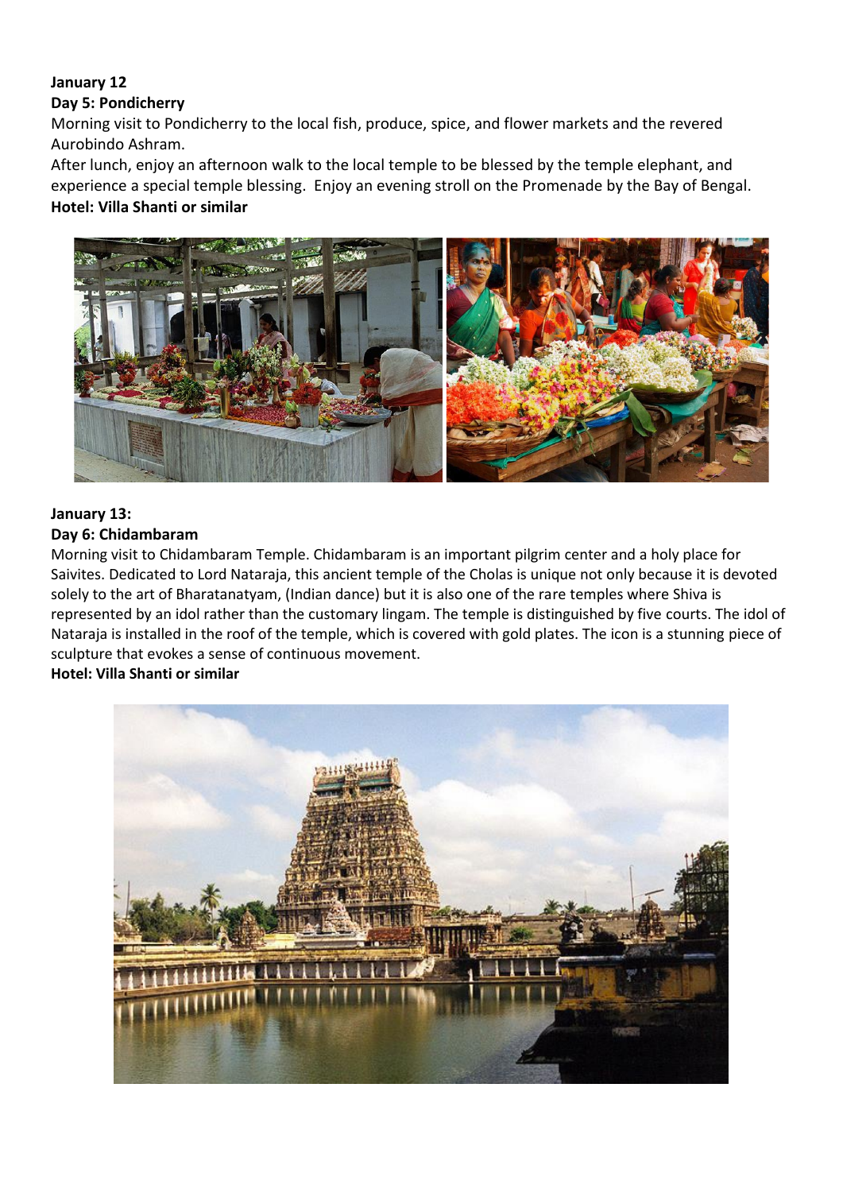**January 12**

**Day 5: Pondicherry**

Morning visit to Pondicherry to the local fish, produce, spice, and flower markets and the revered Aurobindo Ashram.

After lunch, enjoy an afternoon walk to the local temple to be blessed by the temple elephant, and experience a special temple blessing. Enjoy an evening stroll on the Promenade by the Bay of Bengal.

**Hotel: Villa Shanti or similar**

**January 13:**

**Day 6: Chidambaram**

Morning visit to Chidambaram Temple. Chidambaram is an important pilgrim center and a holy place for Saivites. Dedicated to Lord Nataraja, this ancient temple of the Cholas is unique not only because it is devoted solely to the art of Bharatanatyam, (Indian dance) but it is also one of the rare temples where Shiva is represented by an idol rather than the customary lingam. The temple is distinguished by five courts. The idol of Nataraja is installed in the roof of the temple, which is covered with gold plates. The icon is a stunning piece of sculpture that evokes a sense of continuous movement.

**Hotel: Villa Shanti or similar**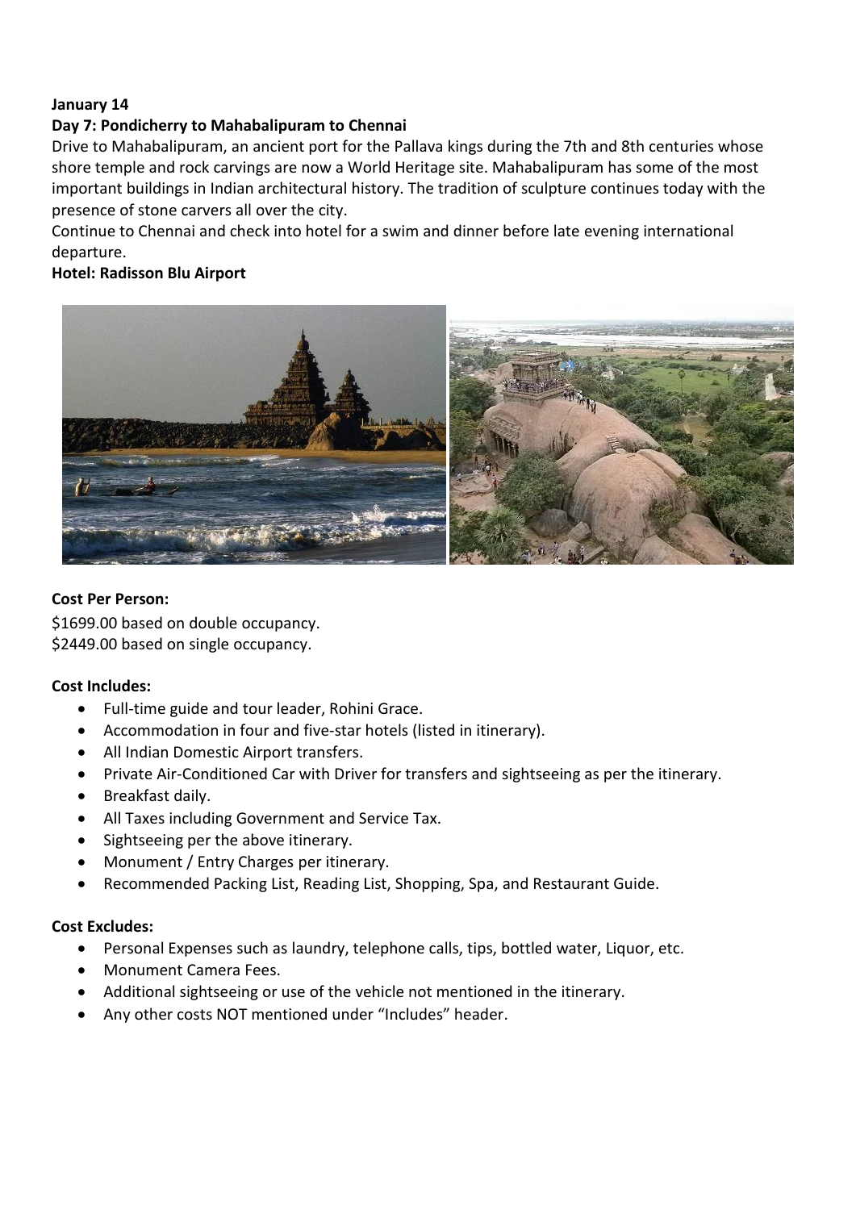**January 14**

**Day 7: Pondicherry to Mahabalipuram to Chennai**

Drive to Mahabalipuram, an ancient port for the Pallava kings during the 7th and 8th centuries whose shore temple and rock carvings are now a World Heritage site. Mahabalipuram has some of the most important buildings in Indian architectural history. The tradition of sculpture continues today with the presence of stone carvers all over the city.

Continue to Chennai and check into hotel for a swim and dinner before late evening international departure.

**Hotel: Radisson Blu Airport**

**Cost Per Person:**

$1699.00 based on double occupancy.
$2449.00 based on single occupancy.

**Cost Includes:**

- Full-time guide and tour leader, Rohini Grace.
- Accommodation in four and five-star hotels (listed in itinerary).
- All Indian Domestic Airport transfers.
- Private Air-Conditioned Car with Driver for transfers and sightseeing as per the itinerary.
- Breakfast daily.
- All Taxes including Government and Service Tax.
- Sightseeing per the above itinerary.
- Monument / Entry Charges per itinerary.
- Recommended Packing List, Reading List, Shopping, Spa, and Restaurant Guide.

**Cost Excludes:**

- Personal Expenses such as laundry, telephone calls, tips, bottled water, Liquor, etc.
- Monument Camera Fees.
- Additional sightseeing or use of the vehicle not mentioned in the itinerary.
- Any other costs NOT mentioned under "Includes" header.